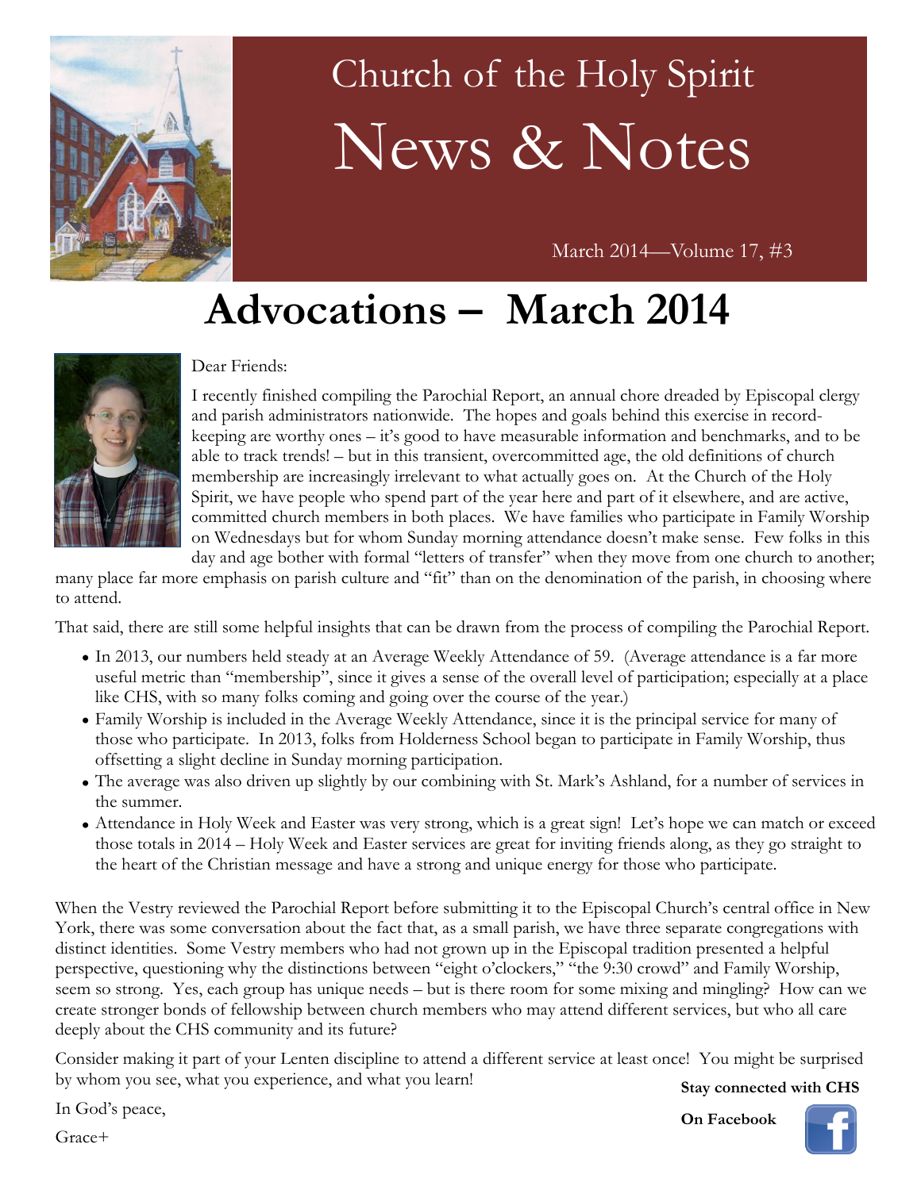# Church of the Holy Spirit

# News & Notes

March 2014—Volume 17, #3

## Advocations – March 2014

Dear Friends:

I recently finished compiling the Parochial Report, an annual chore dreaded by Episcopal clergy and parish administrators nationwide. The hopes and goals behind this exercise in record-keeping are worthy ones – it's good to have measurable information and benchmarks, and to be able to track trends! – but in this transient, overcommitted age, the old definitions of church membership are increasingly irrelevant to what actually goes on. At the Church of the Holy Spirit, we have people who spend part of the year here and part of it elsewhere, and are active, committed church members in both places. We have families who participate in Family Worship on Wednesdays but for whom Sunday morning attendance doesn't make sense. Few folks in this day and age bother with formal "letters of transfer" when they move from one church to another; many place far more emphasis on parish culture and "fit" than on the denomination of the parish, in choosing where to attend.

That said, there are still some helpful insights that can be drawn from the process of compiling the Parochial Report.

- In 2013, our numbers held steady at an Average Weekly Attendance of 59. (Average attendance is a far more useful metric than "membership", since it gives a sense of the overall level of participation; especially at a place like CHS, with so many folks coming and going over the course of the year.)
- Family Worship is included in the Average Weekly Attendance, since it is the principal service for many of those who participate. In 2013, folks from Holderness School began to participate in Family Worship, thus offsetting a slight decline in Sunday morning participation.
- The average was also driven up slightly by our combining with St. Mark's Ashland, for a number of services in the summer.
- Attendance in Holy Week and Easter was very strong, which is a great sign! Let's hope we can match or exceed those totals in 2014 – Holy Week and Easter services are great for inviting friends along, as they go straight to the heart of the Christian message and have a strong and unique energy for those who participate.

When the Vestry reviewed the Parochial Report before submitting it to the Episcopal Church's central office in New York, there was some conversation about the fact that, as a small parish, we have three separate congregations with distinct identities. Some Vestry members who had not grown up in the Episcopal tradition presented a helpful perspective, questioning why the distinctions between "eight o'clockers," "the 9:30 crowd" and Family Worship, seem so strong. Yes, each group has unique needs – but is there room for some mixing and mingling? How can we create stronger bonds of fellowship between church members who may attend different services, but who all care deeply about the CHS community and its future?

Consider making it part of your Lenten discipline to attend a different service at least once! You might be surprised by whom you see, what you experience, and what you learn!

In God's peace,

Grace+

**Stay connected with CHS**

**On Facebook**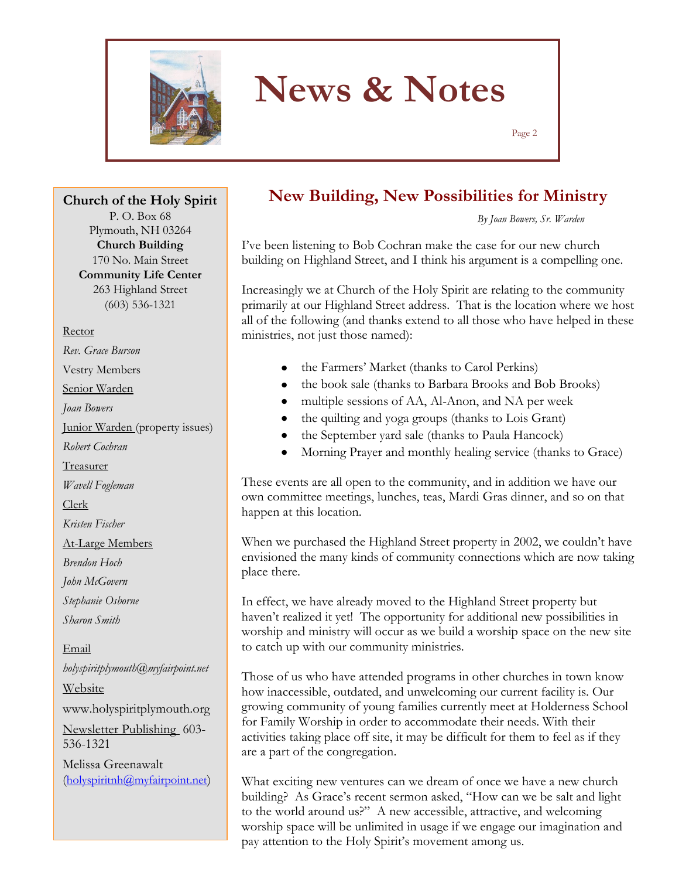# News & Notes

**Church of the Holy Spirit**
P. O. Box 68
Plymouth, NH 03264
**Church Building**
170 No. Main Street
**Community Life Center**
263 Highland Street
(603) 536-1321

Rector
*Rev. Grace Burson*

Vestry Members

Senior Warden
*Joan Bowers*

Junior Warden (property issues)
*Robert Cochran*

Treasurer
*Wavell Fogleman*

Clerk
*Kristen Fischer*

At-Large Members
*Brendon Hoch*
*John McGovern*
*Stephanie Osborne*
*Sharon Smith*

Email
*holyspiritplymouth@myfairpoint.net*

Website
www.holyspiritplymouth.org

Newsletter Publishing 603-536-1321
Melissa Greenawalt
(holyspiritnh@myfairpoint.net)

## New Building, New Possibilities for Ministry

*By Joan Bowers, Sr. Warden*

I've been listening to Bob Cochran make the case for our new church building on Highland Street, and I think his argument is a compelling one.

Increasingly we at Church of the Holy Spirit are relating to the community primarily at our Highland Street address. That is the location where we host all of the following (and thanks extend to all those who have helped in these ministries, not just those named):

- the Farmers' Market (thanks to Carol Perkins)
- the book sale (thanks to Barbara Brooks and Bob Brooks)
- multiple sessions of AA, Al-Anon, and NA per week
- the quilting and yoga groups (thanks to Lois Grant)
- the September yard sale (thanks to Paula Hancock)
- Morning Prayer and monthly healing service (thanks to Grace)

These events are all open to the community, and in addition we have our own committee meetings, lunches, teas, Mardi Gras dinner, and so on that happen at this location.

When we purchased the Highland Street property in 2002, we couldn't have envisioned the many kinds of community connections which are now taking place there.

In effect, we have already moved to the Highland Street property but haven't realized it yet! The opportunity for additional new possibilities in worship and ministry will occur as we build a worship space on the new site to catch up with our community ministries.

Those of us who have attended programs in other churches in town know how inaccessible, outdated, and unwelcoming our current facility is. Our growing community of young families currently meet at Holderness School for Family Worship in order to accommodate their needs. With their activities taking place off site, it may be difficult for them to feel as if they are a part of the congregation.

What exciting new ventures can we dream of once we have a new church building? As Grace's recent sermon asked, "How can we be salt and light to the world around us?" A new accessible, attractive, and welcoming worship space will be unlimited in usage if we engage our imagination and pay attention to the Holy Spirit's movement among us.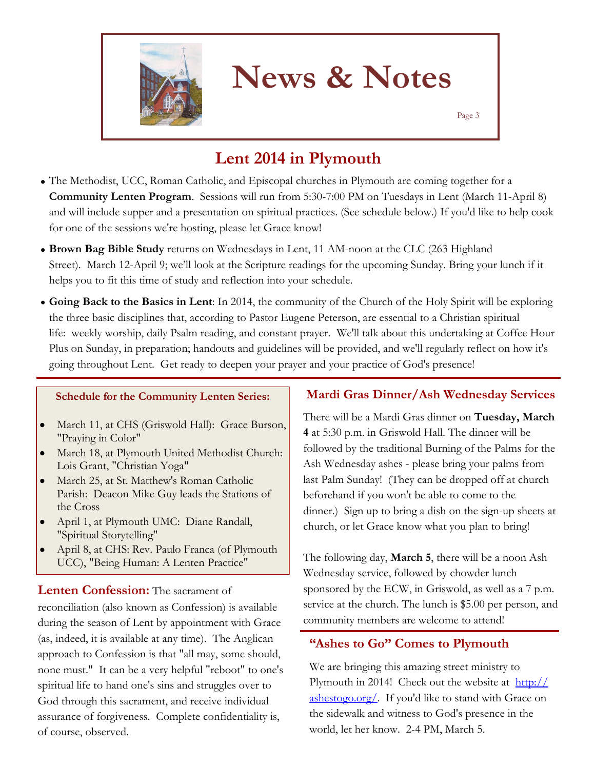# News & Notes

## Lent 2014 in Plymouth

- The Methodist, UCC, Roman Catholic, and Episcopal churches in Plymouth are coming together for a **Community Lenten Program**. Sessions will run from 5:30-7:00 PM on Tuesdays in Lent (March 11-April 8) and will include supper and a presentation on spiritual practices. (See schedule below.) If you'd like to help cook for one of the sessions we're hosting, please let Grace know!
- **Brown Bag Bible Study** returns on Wednesdays in Lent, 11 AM-noon at the CLC (263 Highland Street). March 12-April 9; we'll look at the Scripture readings for the upcoming Sunday. Bring your lunch if it helps you to fit this time of study and reflection into your schedule.
- **Going Back to the Basics in Lent**: In 2014, the community of the Church of the Holy Spirit will be exploring the three basic disciplines that, according to Pastor Eugene Peterson, are essential to a Christian spiritual life: weekly worship, daily Psalm reading, and constant prayer. We'll talk about this undertaking at Coffee Hour Plus on Sunday, in preparation; handouts and guidelines will be provided, and we'll regularly reflect on how it's going throughout Lent. Get ready to deepen your prayer and your practice of God's presence!

### Schedule for the Community Lenten Series:

- March 11, at CHS (Griswold Hall): Grace Burson, "Praying in Color"
- March 18, at Plymouth United Methodist Church: Lois Grant, "Christian Yoga"
- March 25, at St. Matthew's Roman Catholic Parish: Deacon Mike Guy leads the Stations of the Cross
- April 1, at Plymouth UMC: Diane Randall, "Spiritual Storytelling"
- April 8, at CHS: Rev. Paulo Franca (of Plymouth UCC), "Being Human: A Lenten Practice"

**Lenten Confession:** The sacrament of reconciliation (also known as Confession) is available during the season of Lent by appointment with Grace (as, indeed, it is available at any time). The Anglican approach to Confession is that "all may, some should, none must." It can be a very helpful "reboot" to one's spiritual life to hand one's sins and struggles over to God through this sacrament, and receive individual assurance of forgiveness. Complete confidentiality is, of course, observed.

## Mardi Gras Dinner/Ash Wednesday Services

There will be a Mardi Gras dinner on **Tuesday, March 4** at 5:30 p.m. in Griswold Hall. The dinner will be followed by the traditional Burning of the Palms for the Ash Wednesday ashes - please bring your palms from last Palm Sunday! (They can be dropped off at church beforehand if you won't be able to come to the dinner.) Sign up to bring a dish on the sign-up sheets at church, or let Grace know what you plan to bring!

The following day, **March 5**, there will be a noon Ash Wednesday service, followed by chowder lunch sponsored by the ECW, in Griswold, as well as a 7 p.m. service at the church. The lunch is $5.00 per person, and community members are welcome to attend!

## "Ashes to Go" Comes to Plymouth

We are bringing this amazing street ministry to Plymouth in 2014! Check out the website at [http://ashestogo.org/](http://ashestogo.org/). If you'd like to stand with Grace on the sidewalk and witness to God's presence in the world, let her know. 2-4 PM, March 5.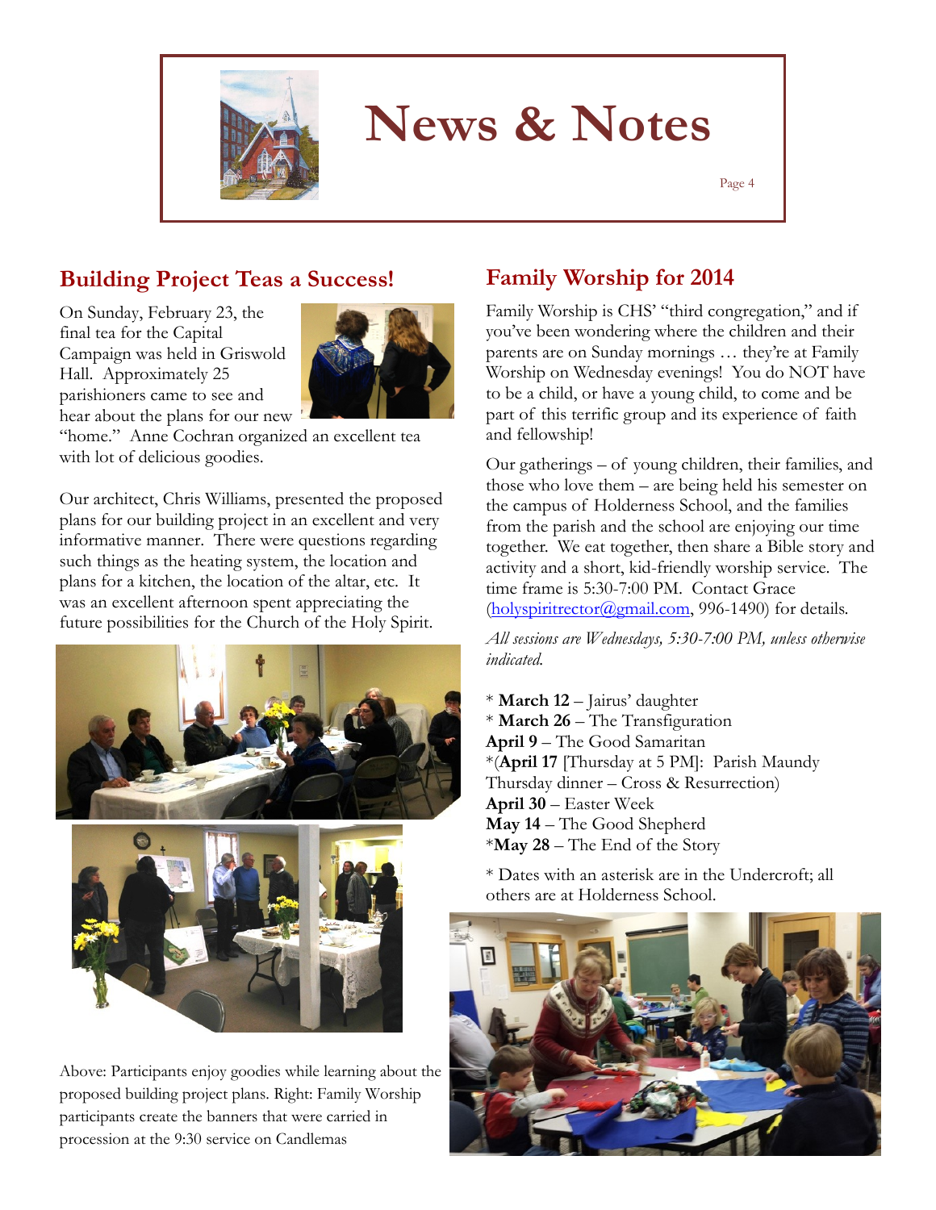# News & Notes

## Building Project Teas a Success!

On Sunday, February 23, the final tea for the Capital Campaign was held in Griswold Hall. Approximately 25 parishioners came to see and hear about the plans for our new "home." Anne Cochran organized an excellent tea with lot of delicious goodies.

Our architect, Chris Williams, presented the proposed plans for our building project in an excellent and very informative manner. There were questions regarding such things as the heating system, the location and plans for a kitchen, the location of the altar, etc. It was an excellent afternoon spent appreciating the future possibilities for the Church of the Holy Spirit.

Above: Participants enjoy goodies while learning about the proposed building project plans. Right: Family Worship participants create the banners that were carried in procession at the 9:30 service on Candlemas

## Family Worship for 2014

Family Worship is CHS' "third congregation," and if you've been wondering where the children and their parents are on Sunday mornings … they're at Family Worship on Wednesday evenings! You do NOT have to be a child, or have a young child, to come and be part of this terrific group and its experience of faith and fellowship!

Our gatherings – of young children, their families, and those who love them – are being held his semester on the campus of Holderness School, and the families from the parish and the school are enjoying our time together. We eat together, then share a Bible story and activity and a short, kid-friendly worship service. The time frame is 5:30-7:00 PM. Contact Grace (holyspiritrector@gmail.com, 996-1490) for details.

*All sessions are Wednesdays, 5:30-7:00 PM, unless otherwise indicated.*

\* **March 12** – Jairus' daughter
\* **March 26** – The Transfiguration
**April 9** – The Good Samaritan
\*(**April 17** [Thursday at 5 PM]: Parish Maundy Thursday dinner – Cross & Resurrection)
**April 30** – Easter Week
**May 14** – The Good Shepherd
\***May 28** – The End of the Story

\* Dates with an asterisk are in the Undercroft; all others are at Holderness School.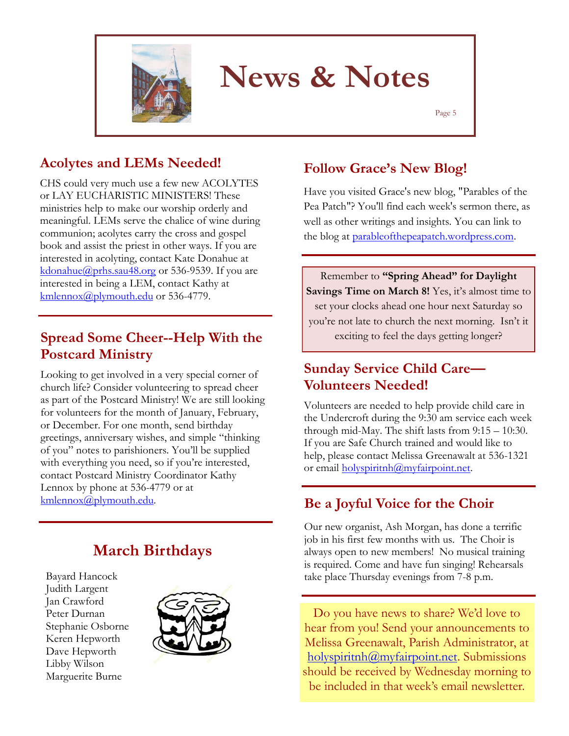# News & Notes

## Acolytes and LEMs Needed!

CHS could very much use a few new ACOLYTES or LAY EUCHARISTIC MINISTERS! These ministries help to make our worship orderly and meaningful. LEMs serve the chalice of wine during communion; acolytes carry the cross and gospel book and assist the priest in other ways. If you are interested in acolyting, contact Kate Donahue at kdonahue@prhs.sau48.org or 536-9539. If you are interested in being a LEM, contact Kathy at kmlennox@plymouth.edu or 536-4779.

## Spread Some Cheer--Help With the Postcard Ministry

Looking to get involved in a very special corner of church life? Consider volunteering to spread cheer as part of the Postcard Ministry! We are still looking for volunteers for the month of January, February, or December. For one month, send birthday greetings, anniversary wishes, and simple "thinking of you" notes to parishioners. You'll be supplied with everything you need, so if you're interested, contact Postcard Ministry Coordinator Kathy Lennox by phone at 536-4779 or at kmlennox@plymouth.edu.

## March Birthdays

Bayard Hancock
Judith Largent
Jan Crawford
Peter Durnan
Stephanie Osborne
Keren Hepworth
Dave Hepworth
Libby Wilson
Marguerite Burne

## Follow Grace's New Blog!

Have you visited Grace's new blog, "Parables of the Pea Patch"? You'll find each week's sermon there, as well as other writings and insights. You can link to the blog at parableofthepeapatch.wordpress.com.

Remember to **"Spring Ahead" for Daylight Savings Time on March 8!** Yes, it's almost time to set your clocks ahead one hour next Saturday so you're not late to church the next morning. Isn't it exciting to feel the days getting longer?

## Sunday Service Child Care—Volunteers Needed!

Volunteers are needed to help provide child care in the Undercroft during the 9:30 am service each week through mid-May. The shift lasts from 9:15 – 10:30. If you are Safe Church trained and would like to help, please contact Melissa Greenawalt at 536-1321 or email holyspiritnh@myfairpoint.net.

## Be a Joyful Voice for the Choir

Our new organist, Ash Morgan, has done a terrific job in his first few months with us. The Choir is always open to new members! No musical training is required. Come and have fun singing! Rehearsals take place Thursday evenings from 7-8 p.m.

Do you have news to share? We'd love to hear from you! Send your announcements to Melissa Greenawalt, Parish Administrator, at holyspiritnh@myfairpoint.net. Submissions should be received by Wednesday morning to be included in that week's email newsletter.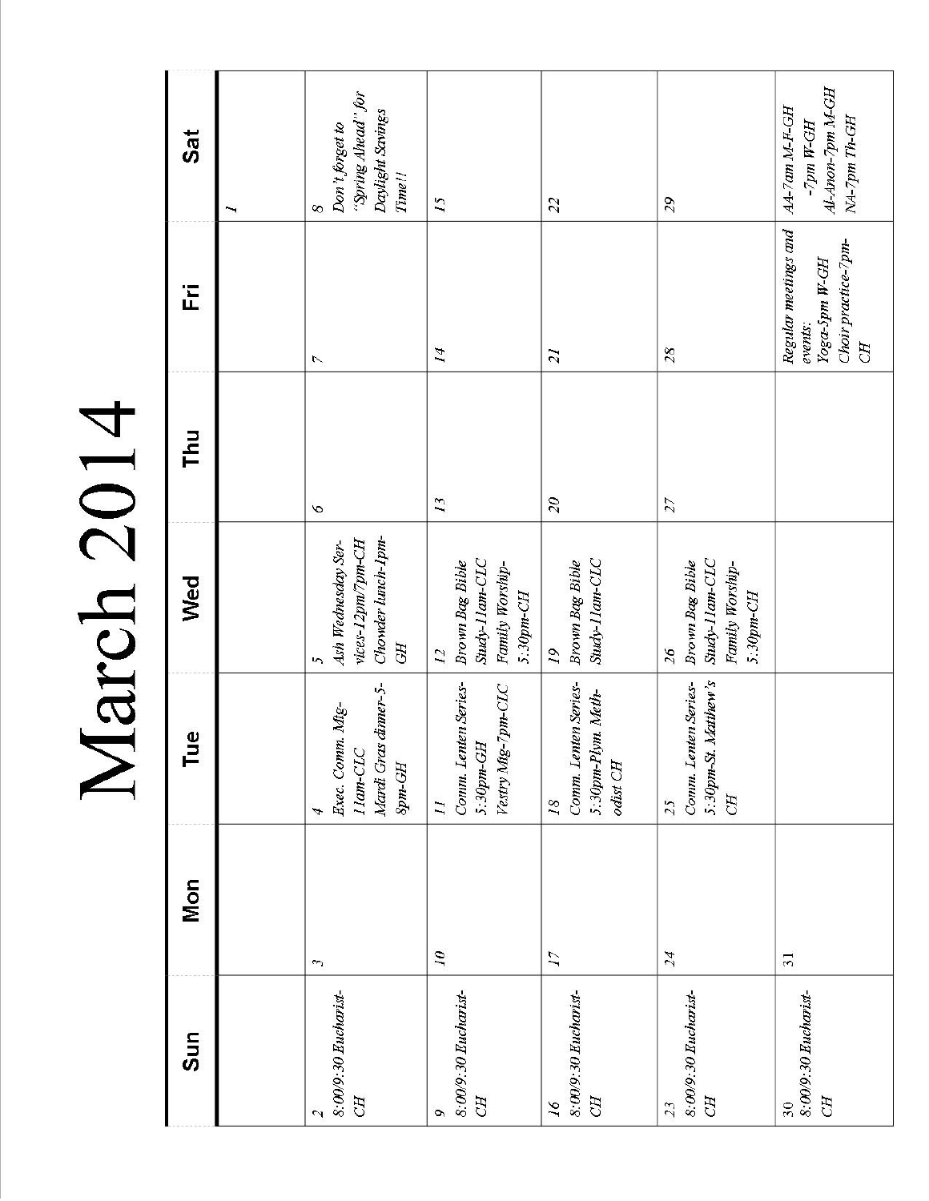# March 2014

| Sun | Mon | Tue | Wed | Thu | Fri | Sat |
|---|---|---|---|---|---|---|
| | | | | | | 1 |
| 2<br>8:00/9:30 Eucharist-CH | 3 | 4<br>Exec. Comm. Mtg-11am-CLC<br>Mardi Gras dinner-5-8pm-GH | 5<br>Ash Wednesday Services-12pm/7pm-CH<br>Chowder lunch-1pm-GH | 6 | 7 | 8<br>Don't forget to "Spring Ahead" for Daylight Savings Time!! |
| 9<br>8:00/9:30 Eucharist-CH | 10 | 11<br>Comm. Lenten Series-5:30pm-GH<br>Vestry Mtg-7pm-CLC | 12<br>Brown Bag Bible Study-11am-CLC<br>Family Worship-5:30pm-CH | 13 | 14 | 15 |
| 16<br>8:00/9:30 Eucharist-CH | 17 | 18<br>Comm. Lenten Series-5:30pm-Plym. Methodist CH | 19<br>Brown Bag Bible Study-11am-CLC | 20 | 21 | 22 |
| 23<br>8:00/9:30 Eucharist-CH | 24 | 25<br>Comm. Lenten Series-5:30pm-St. Matthew's CH | 26<br>Brown Bag Bible Study-11am-CLC<br>Family Worship-5:30pm-CH | 27 | 28 | 29 |
| 30<br>8:00/9:30 Eucharist-CH | 31 | | | | Regular meetings and events:<br>Yoga-5pm W-GH<br>Choir practice-7pm-CH | AA-7am M-F-GH<br>-7pm W-GH<br>Al-Anon-7pm M-GH<br>NA-7pm Th-GH |